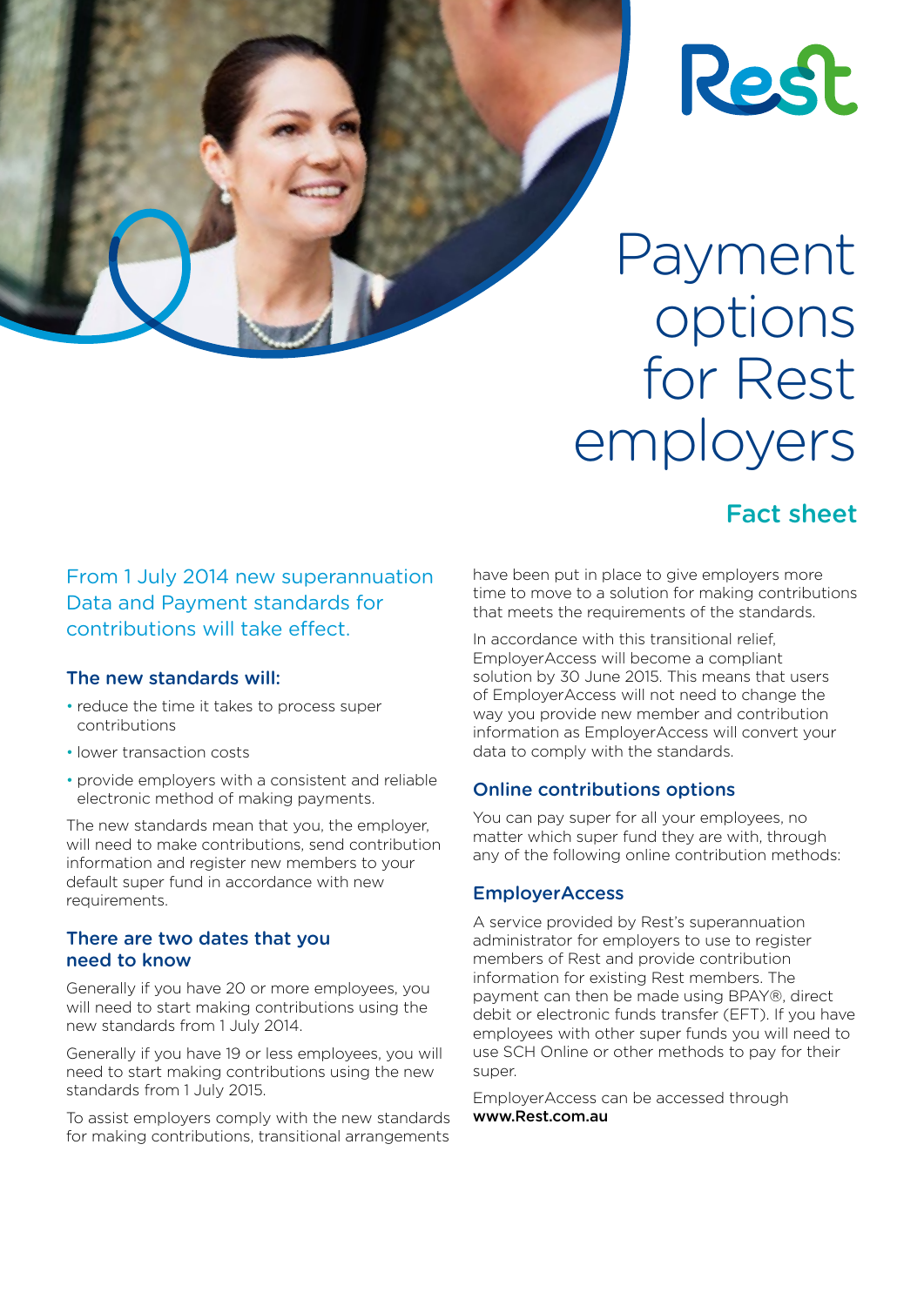Rest

# Payment options for Rest employers

## Fact sheet

From 1 July 2014 new superannuation Data and Payment standards for contributions will take effect.

### The new standards will:

- reduce the time it takes to process super contributions
- lower transaction costs
- provide employers with a consistent and reliable electronic method of making payments.

The new standards mean that you, the employer, will need to make contributions, send contribution information and register new members to your default super fund in accordance with new requirements.

### There are two dates that you need to know

Generally if you have 20 or more employees, you will need to start making contributions using the new standards from 1 July 2014.

Generally if you have 19 or less employees, you will need to start making contributions using the new standards from 1 July 2015.

To assist employers comply with the new standards for making contributions, transitional arrangements have been put in place to give employers more time to move to a solution for making contributions that meets the requirements of the standards.

In accordance with this transitional relief, EmployerAccess will become a compliant solution by 30 June 2015. This means that users of EmployerAccess will not need to change the way you provide new member and contribution information as EmployerAccess will convert your data to comply with the standards.

### Online contributions options

You can pay super for all your employees, no matter which super fund they are with, through any of the following online contribution methods:

### EmployerAccess

A service provided by Rest's superannuation administrator for employers to use to register members of Rest and provide contribution information for existing Rest members. The payment can then be made using BPAY®, direct debit or electronic funds transfer (EFT). If you have employees with other super funds you will need to use SCH Online or other methods to pay for their super.

EmployerAccess can be accessed through **www.Rest.com.au**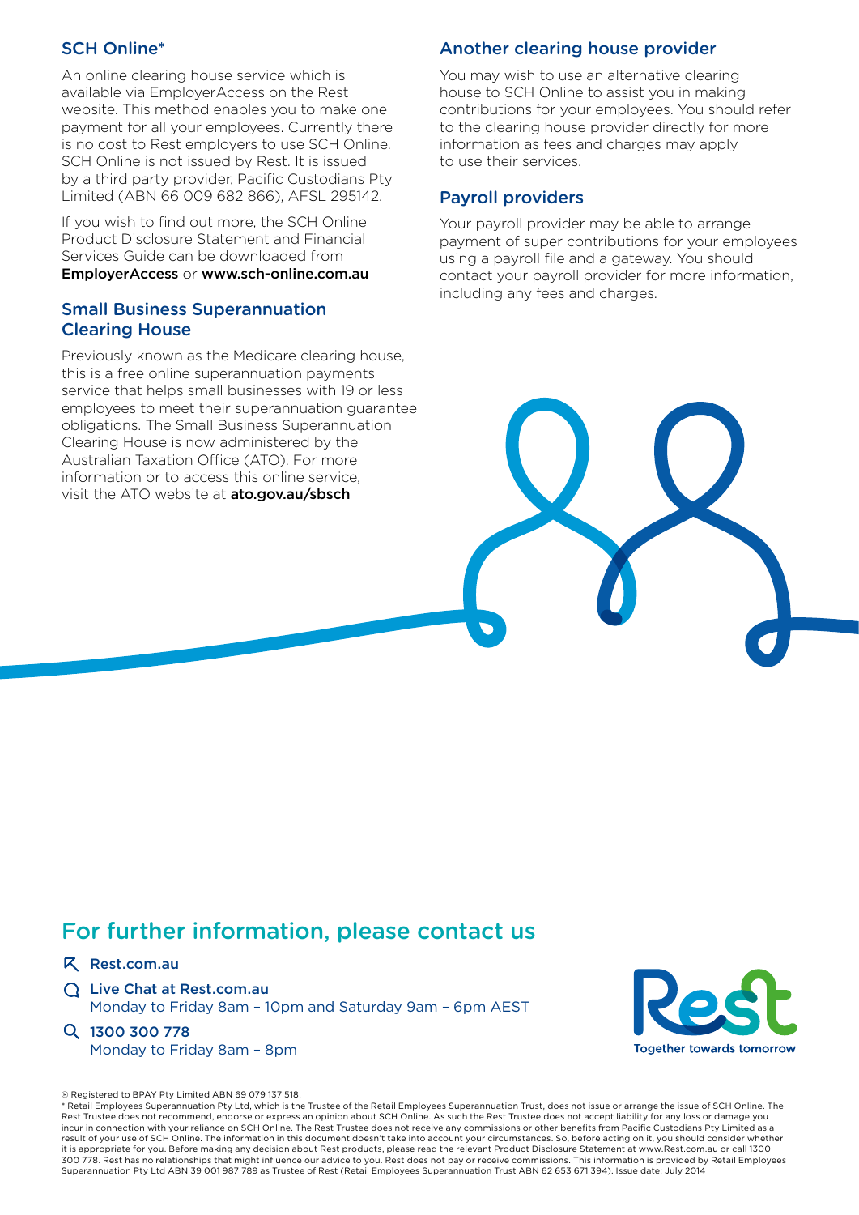## SCH Online*

An online clearing house service which is available via EmployerAccess on the Rest website. This method enables you to make one payment for all your employees. Currently there is no cost to Rest employers to use SCH Online. SCH Online is not issued by Rest. It is issued by a third party provider, Pacific Custodians Pty Limited (ABN 66 009 682 866), AFSL 295142.

If you wish to find out more, the SCH Online Product Disclosure Statement and Financial Services Guide can be downloaded from EmployerAccess or www.sch-online.com.au

## Small Business Superannuation Clearing House

Previously known as the Medicare clearing house, this is a free online superannuation payments service that helps small businesses with 19 or less employees to meet their superannuation guarantee obligations. The Small Business Superannuation Clearing House is now administered by the Australian Taxation Office (ATO). For more information or to access this online service, visit the ATO website at **ato.gov.au/sbsch**

## Another clearing house provider

You may wish to use an alternative clearing house to SCH Online to assist you in making contributions for your employees. You should refer to the clearing house provider directly for more information as fees and charges may apply to use their services.

## Payroll providers

Your payroll provider may be able to arrange payment of super contributions for your employees using a payroll file and a gateway. You should contact your payroll provider for more information, including any fees and charges.

# For further information, please contact us

- Rest.com.au
- Live Chat at Rest.com.au
  Monday to Friday 8am – 10pm and Saturday 9am – 6pm AEST
- 1300 300 778
  Monday to Friday 8am – 8pm

Rest
Together towards tomorrow

® Registered to BPAY Pty Limited ABN 69 079 137 518.
* Retail Employees Superannuation Pty Ltd, which is the Trustee of the Retail Employees Superannuation Trust, does not issue or arrange the issue of SCH Online. The Rest Trustee does not recommend, endorse or express an opinion about SCH Online. As such the Rest Trustee does not accept liability for any loss or damage you incur in connection with your reliance on SCH Online. The Rest Trustee does not receive any commissions or other benefits from Pacific Custodians Pty Limited as a result of your use of SCH Online. The information in this document doesn't take into account your circumstances. So, before acting on it, you should consider whether it is appropriate for you. Before making any decision about Rest products, please read the relevant Product Disclosure Statement at www.Rest.com.au or call 1300 300 778. Rest has no relationships that might influence our advice to you. Rest does not pay or receive commissions. This information is provided by Retail Employees Superannuation Pty Ltd ABN 39 001 987 789 as Trustee of Rest (Retail Employees Superannuation Trust ABN 62 653 671 394). Issue date: July 2014